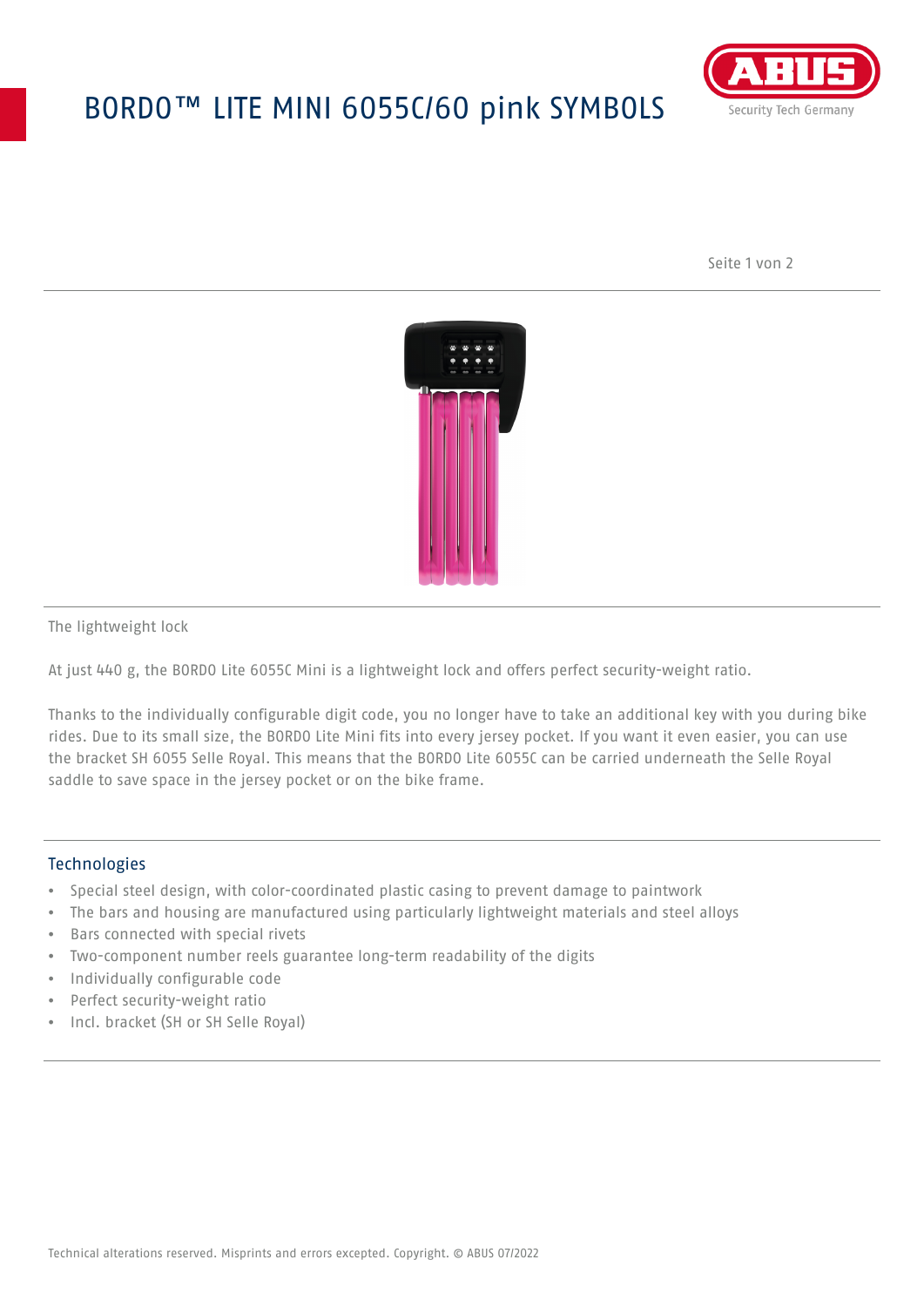# BORDO™ LITE MINI 6055C/60 pink SYMBOLS

The lightweight lock

At just 440 g, the BORDO Lite 6055C Mini is a lightweight lock and offers perfect security-weight ratio.

Thanks to the individually configurable digit code, you no longer have to take an additional key with you during bike rides. Due to its small size, the BORDO Lite Mini fits into every jersey pocket. If you want it even easier, you can use the bracket SH 6055 Selle Royal. This means that the BORDO Lite 6055C can be carried underneath the Selle Royal saddle to save space in the jersey pocket or on the bike frame.

## Technologies

- Special steel design, with color-coordinated plastic casing to prevent damage to paintwork
- The bars and housing are manufactured using particularly lightweight materials and steel alloys
- Bars connected with special rivets
- Two-component number reels guarantee long-term readability of the digits
- Individually configurable code
- Perfect security-weight ratio
- Incl. bracket (SH or SH Selle Royal)

Technical alterations reserved. Misprints and errors excepted. Copyright. © ABUS 07/2022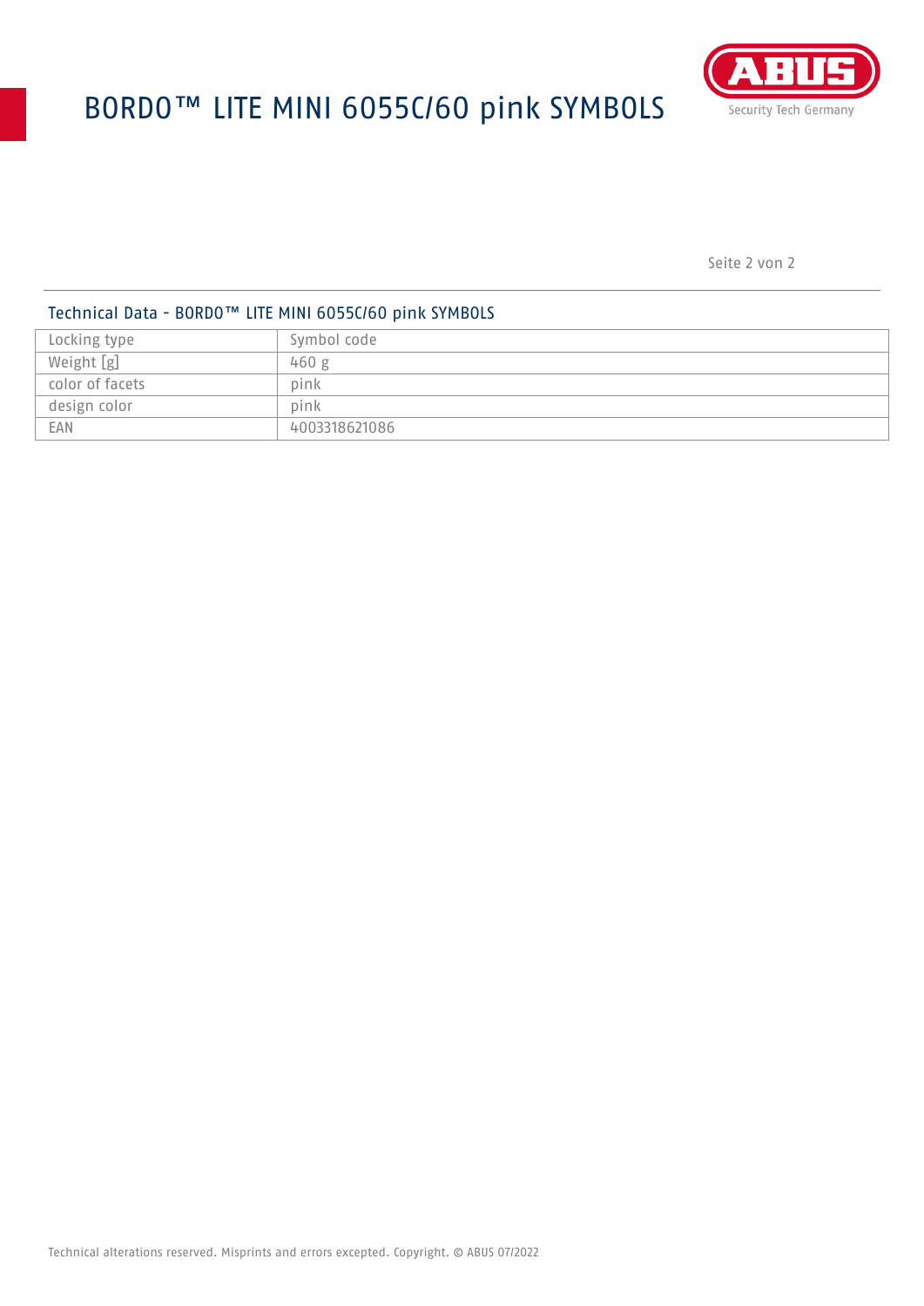# BORDO™ LITE MINI 6055C/60 pink SYMBOLS

## Technical Data - BORDO™ LITE MINI 6055C/60 pink SYMBOLS

| | |
|---|---|
| Locking type | Symbol code |
| Weight [g] | 460 g |
| color of facets | pink |
| design color | pink |
| EAN | 4003318621086 |

Technical alterations reserved. Misprints and errors excepted. Copyright. © ABUS 07/2022